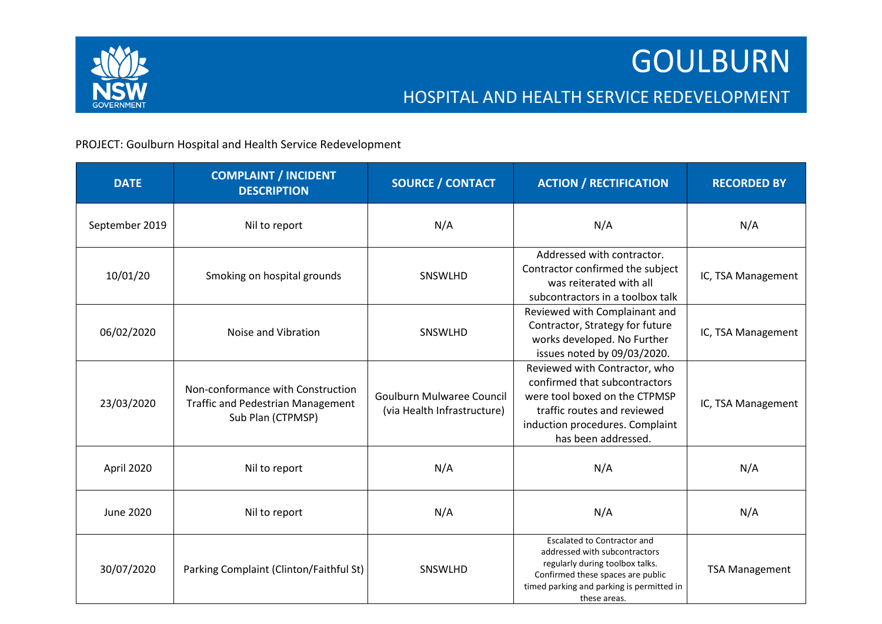# GOULBURN

## HOSPITAL AND HEALTH SERVICE REDEVELOPMENT

PROJECT: Goulburn Hospital and Health Service Redevelopment

| DATE | COMPLAINT / INCIDENT DESCRIPTION | SOURCE / CONTACT | ACTION / RECTIFICATION | RECORDED BY |
|---|---|---|---|---|
| September 2019 | Nil to report | N/A | N/A | N/A |
| 10/01/20 | Smoking on hospital grounds | SNSWLHD | Addressed with contractor. Contractor confirmed the subject was reiterated with all subcontractors in a toolbox talk | IC, TSA Management |
| 06/02/2020 | Noise and Vibration | SNSWLHD | Reviewed with Complainant and Contractor, Strategy for future works developed. No Further issues noted by 09/03/2020. | IC, TSA Management |
| 23/03/2020 | Non-conformance with Construction Traffic and Pedestrian Management Sub Plan (CTPMSP) | Goulburn Mulwaree Council (via Health Infrastructure) | Reviewed with Contractor, who confirmed that subcontractors were tool boxed on the CTPMSP traffic routes and reviewed induction procedures. Complaint has been addressed. | IC, TSA Management |
| April 2020 | Nil to report | N/A | N/A | N/A |
| June 2020 | Nil to report | N/A | N/A | N/A |
| 30/07/2020 | Parking Complaint (Clinton/Faithful St) | SNSWLHD | Escalated to Contractor and addressed with subcontractors regularly during toolbox talks. Confirmed these spaces are public timed parking and parking is permitted in these areas. | TSA Management |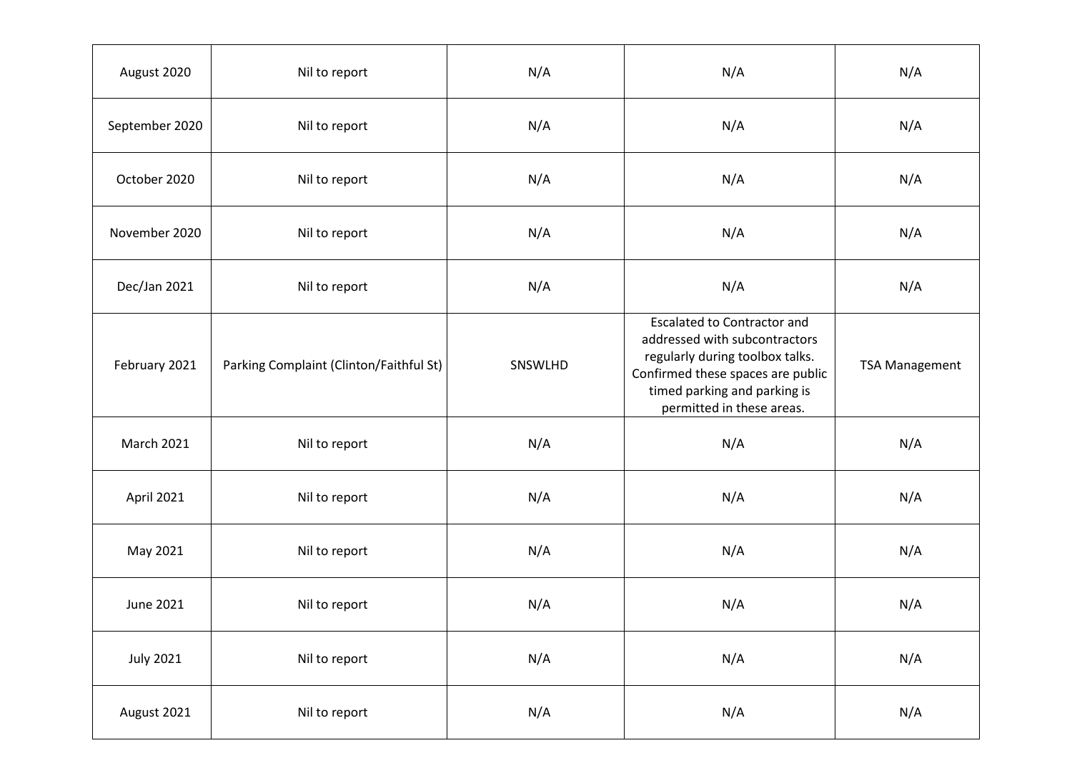| | | | | |
|---|---|---|---|---|
| August 2020 | Nil to report | N/A | N/A | N/A |
| September 2020 | Nil to report | N/A | N/A | N/A |
| October 2020 | Nil to report | N/A | N/A | N/A |
| November 2020 | Nil to report | N/A | N/A | N/A |
| Dec/Jan 2021 | Nil to report | N/A | N/A | N/A |
| February 2021 | Parking Complaint (Clinton/Faithful St) | SNSWLHD | Escalated to Contractor and addressed with subcontractors regularly during toolbox talks. Confirmed these spaces are public timed parking and parking is permitted in these areas. | TSA Management |
| March 2021 | Nil to report | N/A | N/A | N/A |
| April 2021 | Nil to report | N/A | N/A | N/A |
| May 2021 | Nil to report | N/A | N/A | N/A |
| June 2021 | Nil to report | N/A | N/A | N/A |
| July 2021 | Nil to report | N/A | N/A | N/A |
| August 2021 | Nil to report | N/A | N/A | N/A |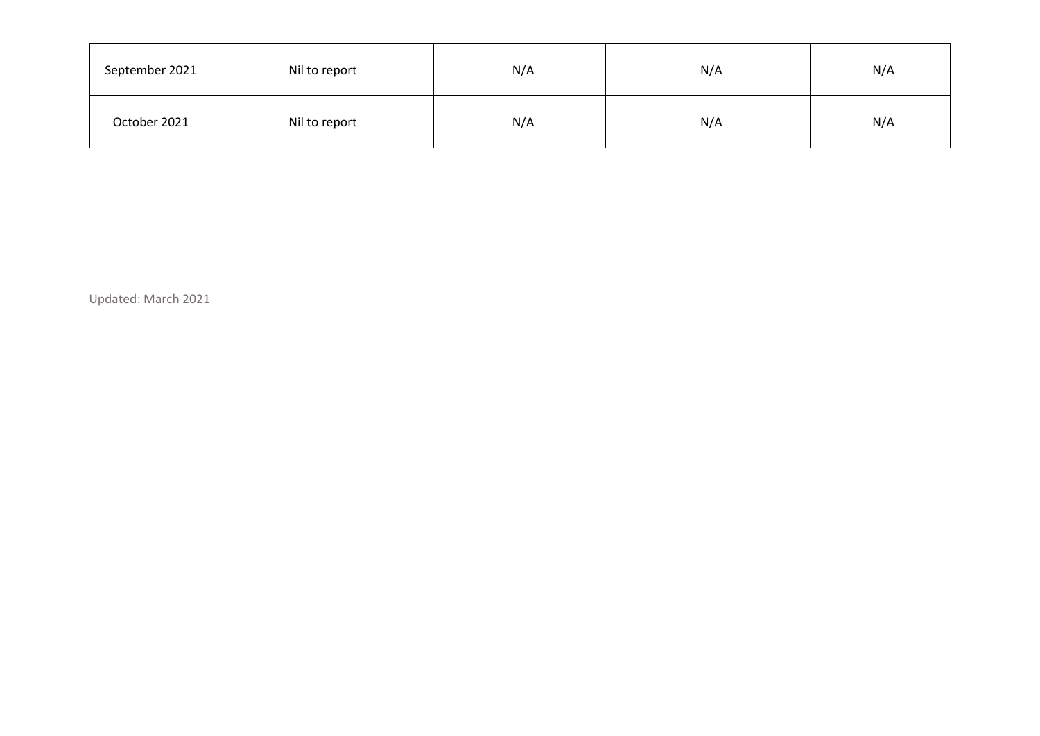| | | | | |
|---|---|---|---|---|
| September 2021 | Nil to report | N/A | N/A | N/A |
| October 2021 | Nil to report | N/A | N/A | N/A |

Updated: March 2021